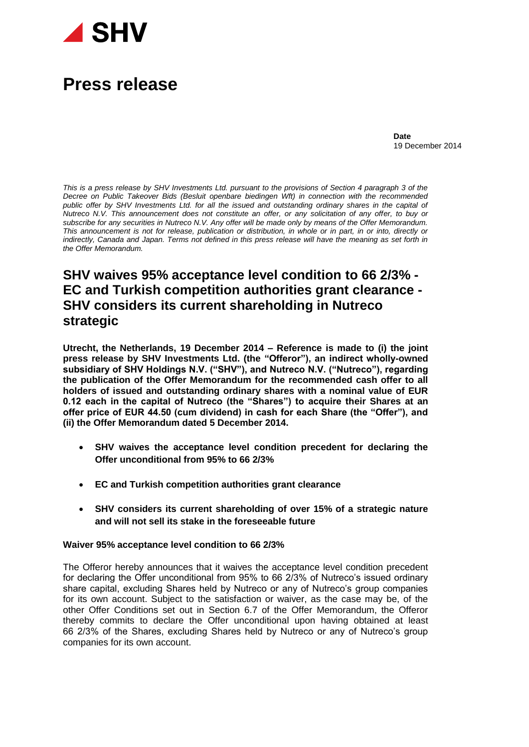SHV

# Press release

**Date**
19 December 2014

*This is a press release by SHV Investments Ltd. pursuant to the provisions of Section 4 paragraph 3 of the Decree on Public Takeover Bids (Besluit openbare biedingen Wft) in connection with the recommended public offer by SHV Investments Ltd. for all the issued and outstanding ordinary shares in the capital of Nutreco N.V. This announcement does not constitute an offer, or any solicitation of any offer, to buy or subscribe for any securities in Nutreco N.V. Any offer will be made only by means of the Offer Memorandum. This announcement is not for release, publication or distribution, in whole or in part, in or into, directly or indirectly, Canada and Japan. Terms not defined in this press release will have the meaning as set forth in the Offer Memorandum.*

## SHV waives 95% acceptance level condition to 66 2/3% - EC and Turkish competition authorities grant clearance - SHV considers its current shareholding in Nutreco strategic

**Utrecht, the Netherlands, 19 December 2014 – Reference is made to (i) the joint press release by SHV Investments Ltd. (the "Offeror"), an indirect wholly-owned subsidiary of SHV Holdings N.V. ("SHV"), and Nutreco N.V. ("Nutreco"), regarding the publication of the Offer Memorandum for the recommended cash offer to all holders of issued and outstanding ordinary shares with a nominal value of EUR 0.12 each in the capital of Nutreco (the "Shares") to acquire their Shares at an offer price of EUR 44.50 (cum dividend) in cash for each Share (the "Offer"), and (ii) the Offer Memorandum dated 5 December 2014.**

- **SHV waives the acceptance level condition precedent for declaring the Offer unconditional from 95% to 66 2/3%**
- **EC and Turkish competition authorities grant clearance**
- **SHV considers its current shareholding of over 15% of a strategic nature and will not sell its stake in the foreseeable future**

**Waiver 95% acceptance level condition to 66 2/3%**

The Offeror hereby announces that it waives the acceptance level condition precedent for declaring the Offer unconditional from 95% to 66 2/3% of Nutreco's issued ordinary share capital, excluding Shares held by Nutreco or any of Nutreco's group companies for its own account. Subject to the satisfaction or waiver, as the case may be, of the other Offer Conditions set out in Section 6.7 of the Offer Memorandum, the Offeror thereby commits to declare the Offer unconditional upon having obtained at least 66 2/3% of the Shares, excluding Shares held by Nutreco or any of Nutreco's group companies for its own account.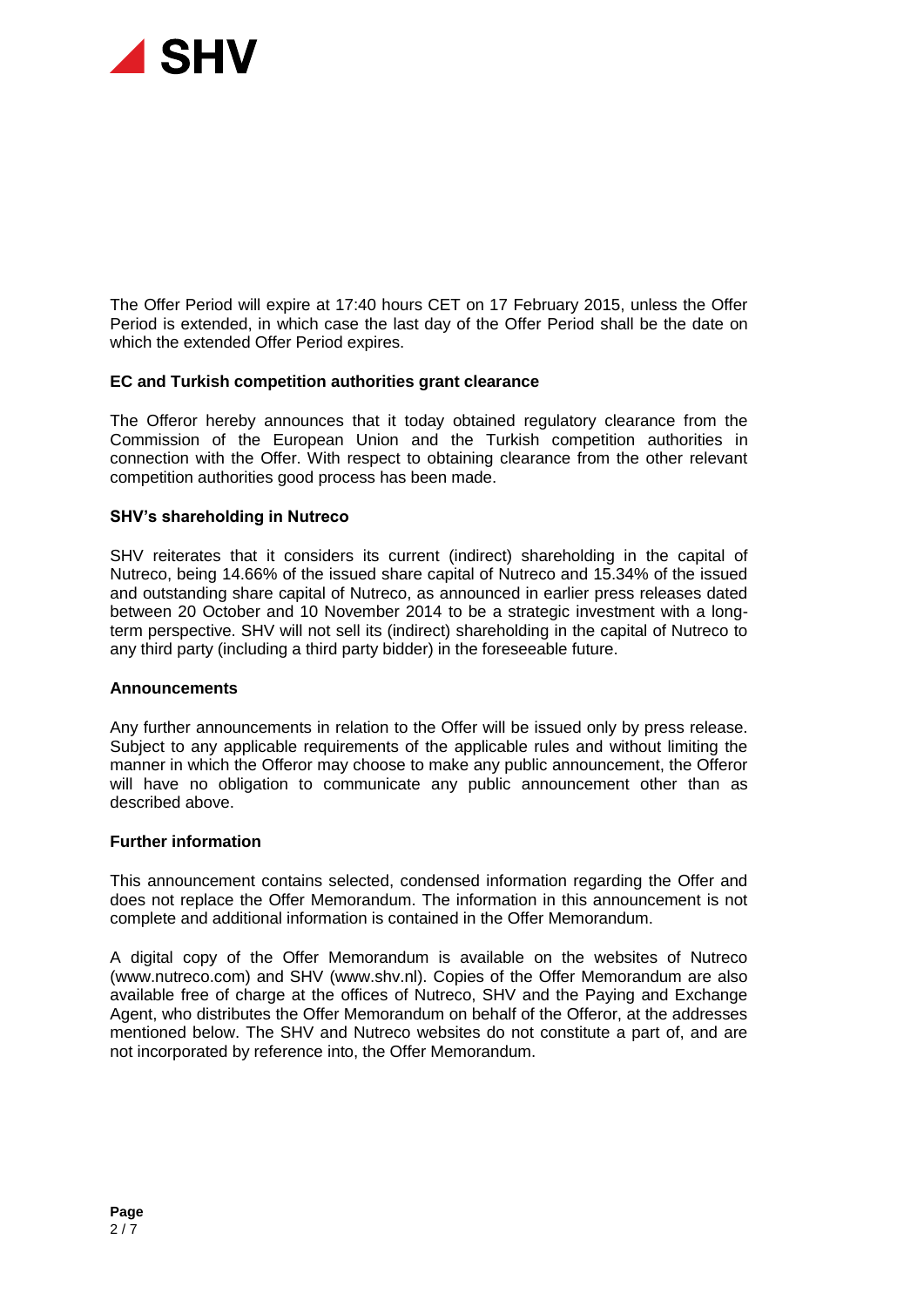The Offer Period will expire at 17:40 hours CET on 17 February 2015, unless the Offer Period is extended, in which case the last day of the Offer Period shall be the date on which the extended Offer Period expires.

**EC and Turkish competition authorities grant clearance**

The Offeror hereby announces that it today obtained regulatory clearance from the Commission of the European Union and the Turkish competition authorities in connection with the Offer. With respect to obtaining clearance from the other relevant competition authorities good process has been made.

**SHV's shareholding in Nutreco**

SHV reiterates that it considers its current (indirect) shareholding in the capital of Nutreco, being 14.66% of the issued share capital of Nutreco and 15.34% of the issued and outstanding share capital of Nutreco, as announced in earlier press releases dated between 20 October and 10 November 2014 to be a strategic investment with a long-term perspective. SHV will not sell its (indirect) shareholding in the capital of Nutreco to any third party (including a third party bidder) in the foreseeable future.

**Announcements**

Any further announcements in relation to the Offer will be issued only by press release. Subject to any applicable requirements of the applicable rules and without limiting the manner in which the Offeror may choose to make any public announcement, the Offeror will have no obligation to communicate any public announcement other than as described above.

**Further information**

This announcement contains selected, condensed information regarding the Offer and does not replace the Offer Memorandum. The information in this announcement is not complete and additional information is contained in the Offer Memorandum.

A digital copy of the Offer Memorandum is available on the websites of Nutreco (www.nutreco.com) and SHV (www.shv.nl). Copies of the Offer Memorandum are also available free of charge at the offices of Nutreco, SHV and the Paying and Exchange Agent, who distributes the Offer Memorandum on behalf of the Offeror, at the addresses mentioned below. The SHV and Nutreco websites do not constitute a part of, and are not incorporated by reference into, the Offer Memorandum.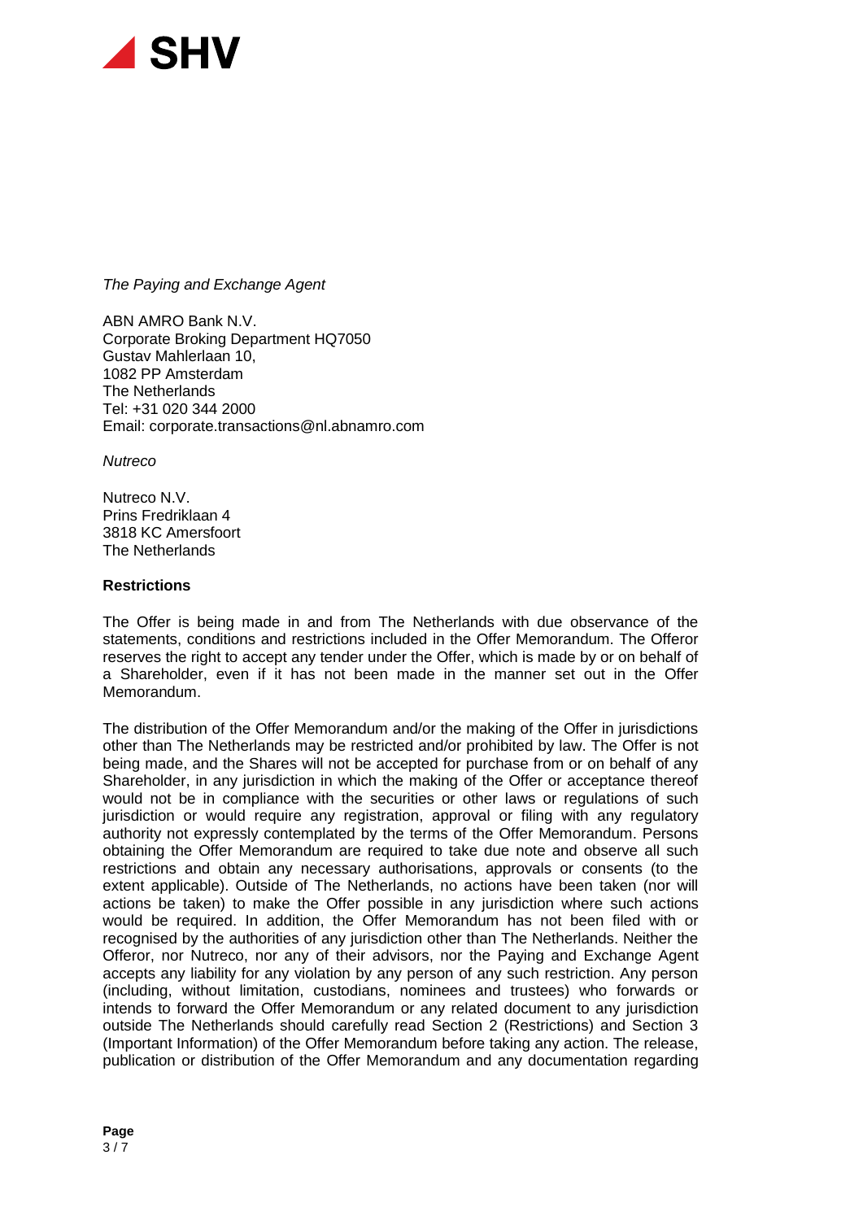*The Paying and Exchange Agent*

ABN AMRO Bank N.V.
Corporate Broking Department HQ7050
Gustav Mahlerlaan 10,
1082 PP Amsterdam
The Netherlands
Tel: +31 020 344 2000
Email: corporate.transactions@nl.abnamro.com

*Nutreco*

Nutreco N.V.
Prins Fredriklaan 4
3818 KC Amersfoort
The Netherlands

**Restrictions**

The Offer is being made in and from The Netherlands with due observance of the statements, conditions and restrictions included in the Offer Memorandum. The Offeror reserves the right to accept any tender under the Offer, which is made by or on behalf of a Shareholder, even if it has not been made in the manner set out in the Offer Memorandum.

The distribution of the Offer Memorandum and/or the making of the Offer in jurisdictions other than The Netherlands may be restricted and/or prohibited by law. The Offer is not being made, and the Shares will not be accepted for purchase from or on behalf of any Shareholder, in any jurisdiction in which the making of the Offer or acceptance thereof would not be in compliance with the securities or other laws or regulations of such jurisdiction or would require any registration, approval or filing with any regulatory authority not expressly contemplated by the terms of the Offer Memorandum. Persons obtaining the Offer Memorandum are required to take due note and observe all such restrictions and obtain any necessary authorisations, approvals or consents (to the extent applicable). Outside of The Netherlands, no actions have been taken (nor will actions be taken) to make the Offer possible in any jurisdiction where such actions would be required. In addition, the Offer Memorandum has not been filed with or recognised by the authorities of any jurisdiction other than The Netherlands. Neither the Offeror, nor Nutreco, nor any of their advisors, nor the Paying and Exchange Agent accepts any liability for any violation by any person of any such restriction. Any person (including, without limitation, custodians, nominees and trustees) who forwards or intends to forward the Offer Memorandum or any related document to any jurisdiction outside The Netherlands should carefully read Section 2 (Restrictions) and Section 3 (Important Information) of the Offer Memorandum before taking any action. The release, publication or distribution of the Offer Memorandum and any documentation regarding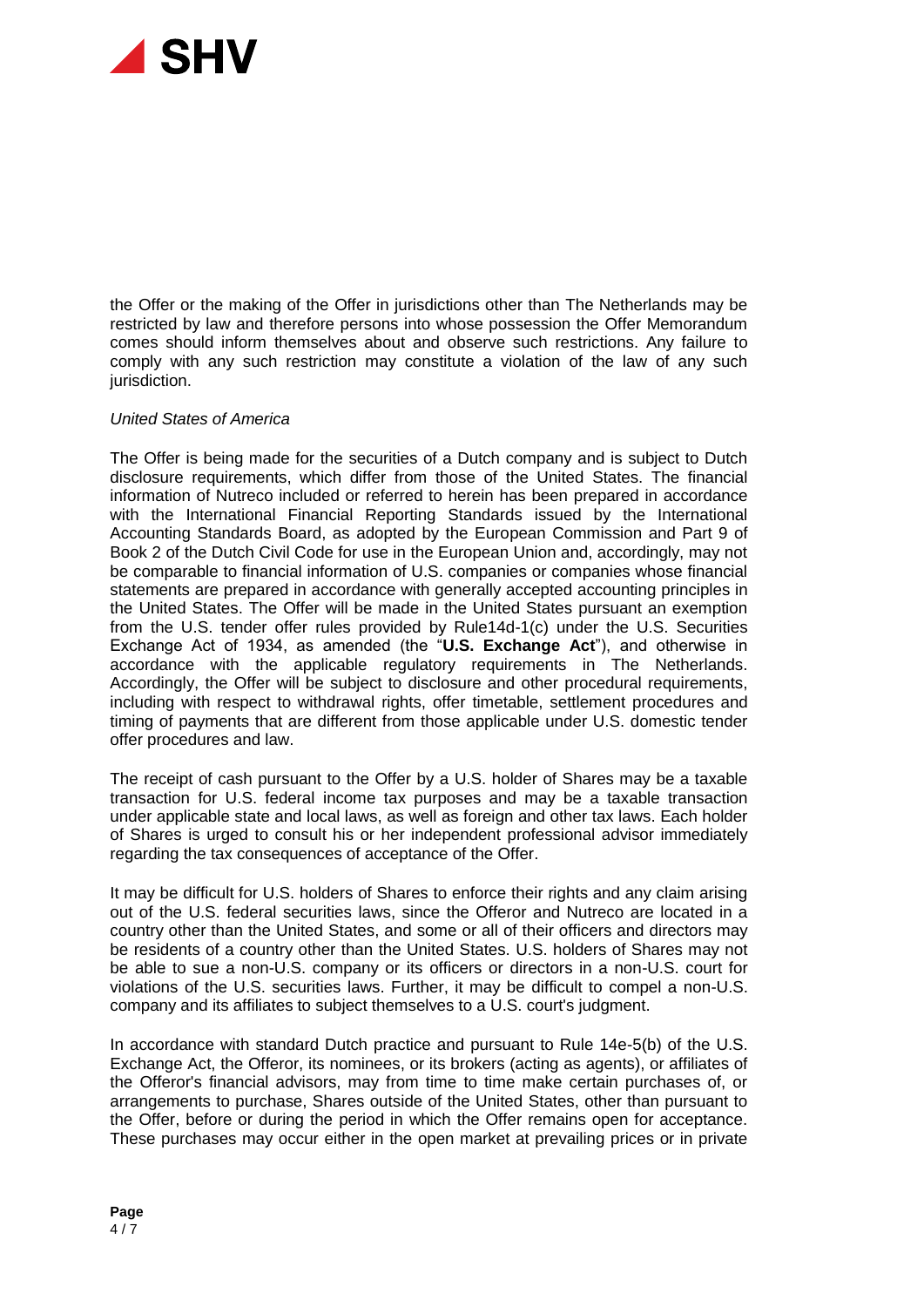the Offer or the making of the Offer in jurisdictions other than The Netherlands may be restricted by law and therefore persons into whose possession the Offer Memorandum comes should inform themselves about and observe such restrictions. Any failure to comply with any such restriction may constitute a violation of the law of any such jurisdiction.

*United States of America*

The Offer is being made for the securities of a Dutch company and is subject to Dutch disclosure requirements, which differ from those of the United States. The financial information of Nutreco included or referred to herein has been prepared in accordance with the International Financial Reporting Standards issued by the International Accounting Standards Board, as adopted by the European Commission and Part 9 of Book 2 of the Dutch Civil Code for use in the European Union and, accordingly, may not be comparable to financial information of U.S. companies or companies whose financial statements are prepared in accordance with generally accepted accounting principles in the United States. The Offer will be made in the United States pursuant an exemption from the U.S. tender offer rules provided by Rule14d-1(c) under the U.S. Securities Exchange Act of 1934, as amended (the "**U.S. Exchange Act**"), and otherwise in accordance with the applicable regulatory requirements in The Netherlands. Accordingly, the Offer will be subject to disclosure and other procedural requirements, including with respect to withdrawal rights, offer timetable, settlement procedures and timing of payments that are different from those applicable under U.S. domestic tender offer procedures and law.

The receipt of cash pursuant to the Offer by a U.S. holder of Shares may be a taxable transaction for U.S. federal income tax purposes and may be a taxable transaction under applicable state and local laws, as well as foreign and other tax laws. Each holder of Shares is urged to consult his or her independent professional advisor immediately regarding the tax consequences of acceptance of the Offer.

It may be difficult for U.S. holders of Shares to enforce their rights and any claim arising out of the U.S. federal securities laws, since the Offeror and Nutreco are located in a country other than the United States, and some or all of their officers and directors may be residents of a country other than the United States. U.S. holders of Shares may not be able to sue a non-U.S. company or its officers or directors in a non-U.S. court for violations of the U.S. securities laws. Further, it may be difficult to compel a non-U.S. company and its affiliates to subject themselves to a U.S. court's judgment.

In accordance with standard Dutch practice and pursuant to Rule 14e-5(b) of the U.S. Exchange Act, the Offeror, its nominees, or its brokers (acting as agents), or affiliates of the Offeror's financial advisors, may from time to time make certain purchases of, or arrangements to purchase, Shares outside of the United States, other than pursuant to the Offer, before or during the period in which the Offer remains open for acceptance. These purchases may occur either in the open market at prevailing prices or in private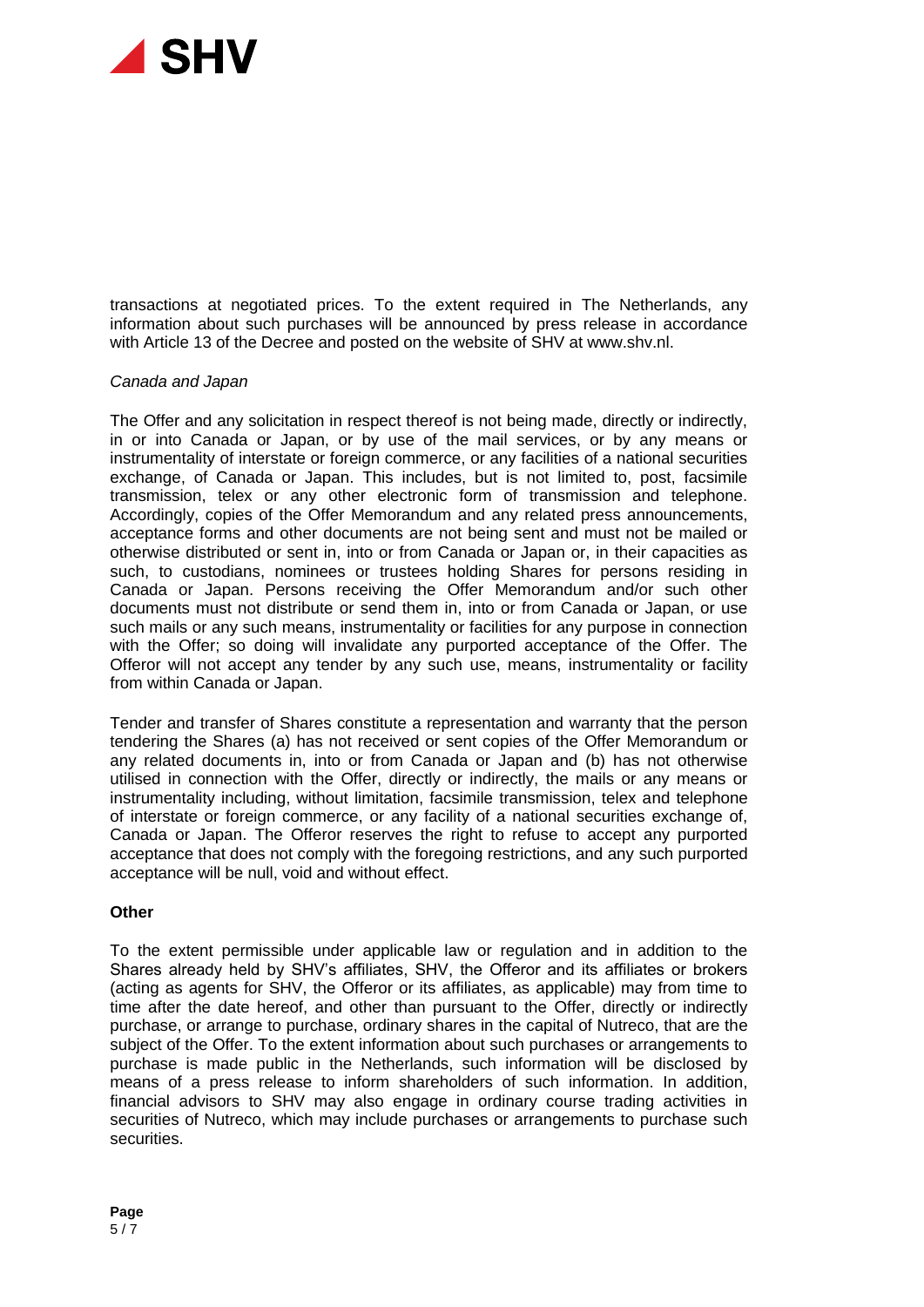transactions at negotiated prices. To the extent required in The Netherlands, any information about such purchases will be announced by press release in accordance with Article 13 of the Decree and posted on the website of SHV at www.shv.nl.

*Canada and Japan*

The Offer and any solicitation in respect thereof is not being made, directly or indirectly, in or into Canada or Japan, or by use of the mail services, or by any means or instrumentality of interstate or foreign commerce, or any facilities of a national securities exchange, of Canada or Japan. This includes, but is not limited to, post, facsimile transmission, telex or any other electronic form of transmission and telephone. Accordingly, copies of the Offer Memorandum and any related press announcements, acceptance forms and other documents are not being sent and must not be mailed or otherwise distributed or sent in, into or from Canada or Japan or, in their capacities as such, to custodians, nominees or trustees holding Shares for persons residing in Canada or Japan. Persons receiving the Offer Memorandum and/or such other documents must not distribute or send them in, into or from Canada or Japan, or use such mails or any such means, instrumentality or facilities for any purpose in connection with the Offer; so doing will invalidate any purported acceptance of the Offer. The Offeror will not accept any tender by any such use, means, instrumentality or facility from within Canada or Japan.

Tender and transfer of Shares constitute a representation and warranty that the person tendering the Shares (a) has not received or sent copies of the Offer Memorandum or any related documents in, into or from Canada or Japan and (b) has not otherwise utilised in connection with the Offer, directly or indirectly, the mails or any means or instrumentality including, without limitation, facsimile transmission, telex and telephone of interstate or foreign commerce, or any facility of a national securities exchange of, Canada or Japan. The Offeror reserves the right to refuse to accept any purported acceptance that does not comply with the foregoing restrictions, and any such purported acceptance will be null, void and without effect.

**Other**

To the extent permissible under applicable law or regulation and in addition to the Shares already held by SHV's affiliates, SHV, the Offeror and its affiliates or brokers (acting as agents for SHV, the Offeror or its affiliates, as applicable) may from time to time after the date hereof, and other than pursuant to the Offer, directly or indirectly purchase, or arrange to purchase, ordinary shares in the capital of Nutreco, that are the subject of the Offer. To the extent information about such purchases or arrangements to purchase is made public in the Netherlands, such information will be disclosed by means of a press release to inform shareholders of such information. In addition, financial advisors to SHV may also engage in ordinary course trading activities in securities of Nutreco, which may include purchases or arrangements to purchase such securities.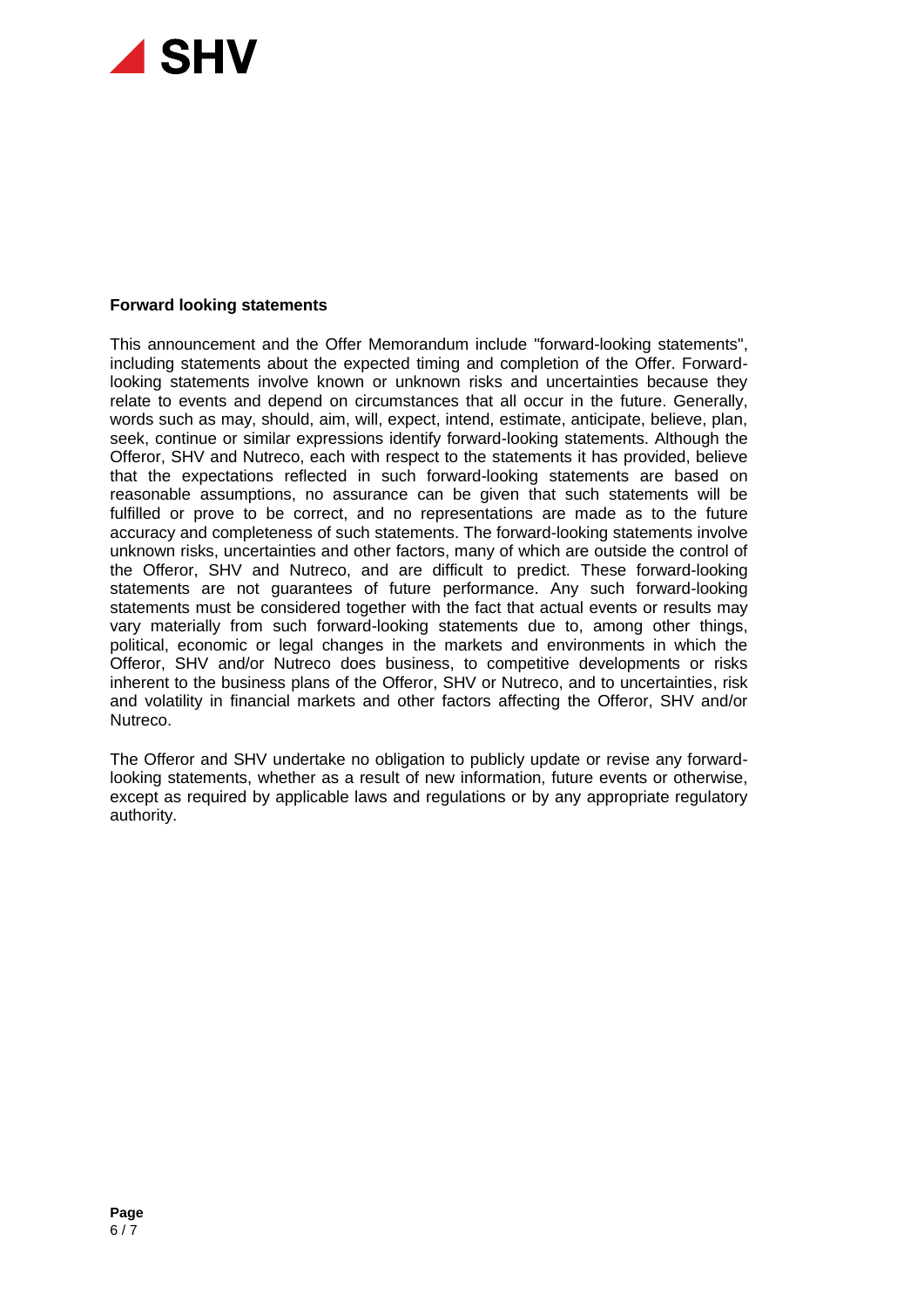**Forward looking statements**

This announcement and the Offer Memorandum include "forward-looking statements", including statements about the expected timing and completion of the Offer. Forward-looking statements involve known or unknown risks and uncertainties because they relate to events and depend on circumstances that all occur in the future. Generally, words such as may, should, aim, will, expect, intend, estimate, anticipate, believe, plan, seek, continue or similar expressions identify forward-looking statements. Although the Offeror, SHV and Nutreco, each with respect to the statements it has provided, believe that the expectations reflected in such forward-looking statements are based on reasonable assumptions, no assurance can be given that such statements will be fulfilled or prove to be correct, and no representations are made as to the future accuracy and completeness of such statements. The forward-looking statements involve unknown risks, uncertainties and other factors, many of which are outside the control of the Offeror, SHV and Nutreco, and are difficult to predict. These forward-looking statements are not guarantees of future performance. Any such forward-looking statements must be considered together with the fact that actual events or results may vary materially from such forward-looking statements due to, among other things, political, economic or legal changes in the markets and environments in which the Offeror, SHV and/or Nutreco does business, to competitive developments or risks inherent to the business plans of the Offeror, SHV or Nutreco, and to uncertainties, risk and volatility in financial markets and other factors affecting the Offeror, SHV and/or Nutreco.

The Offeror and SHV undertake no obligation to publicly update or revise any forward-looking statements, whether as a result of new information, future events or otherwise, except as required by applicable laws and regulations or by any appropriate regulatory authority.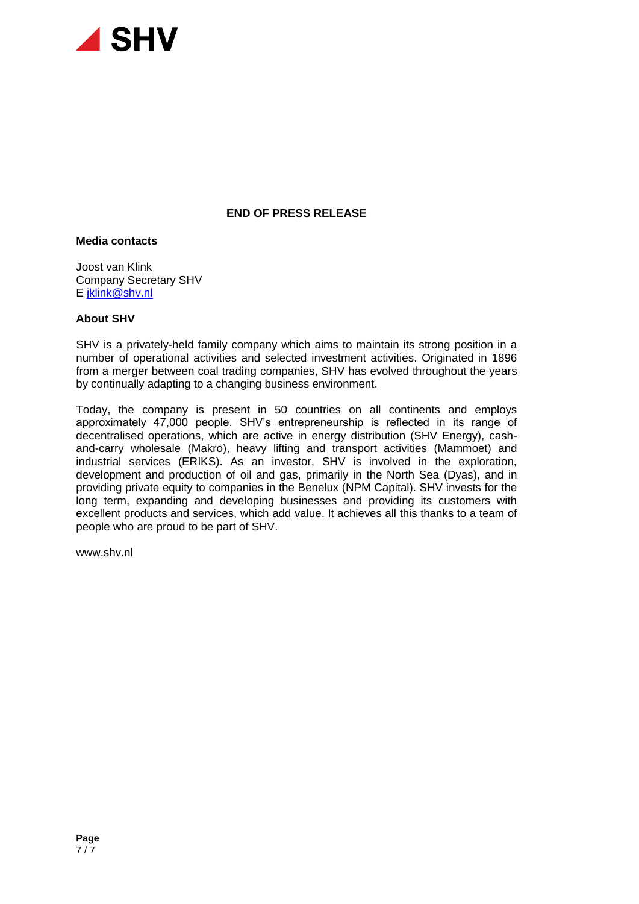**END OF PRESS RELEASE**

**Media contacts**

Joost van Klink
Company Secretary SHV
E jklink@shv.nl

**About SHV**

SHV is a privately-held family company which aims to maintain its strong position in a number of operational activities and selected investment activities. Originated in 1896 from a merger between coal trading companies, SHV has evolved throughout the years by continually adapting to a changing business environment.

Today, the company is present in 50 countries on all continents and employs approximately 47,000 people. SHV's entrepreneurship is reflected in its range of decentralised operations, which are active in energy distribution (SHV Energy), cash-and-carry wholesale (Makro), heavy lifting and transport activities (Mammoet) and industrial services (ERIKS). As an investor, SHV is involved in the exploration, development and production of oil and gas, primarily in the North Sea (Dyas), and in providing private equity to companies in the Benelux (NPM Capital). SHV invests for the long term, expanding and developing businesses and providing its customers with excellent products and services, which add value. It achieves all this thanks to a team of people who are proud to be part of SHV.

www.shv.nl